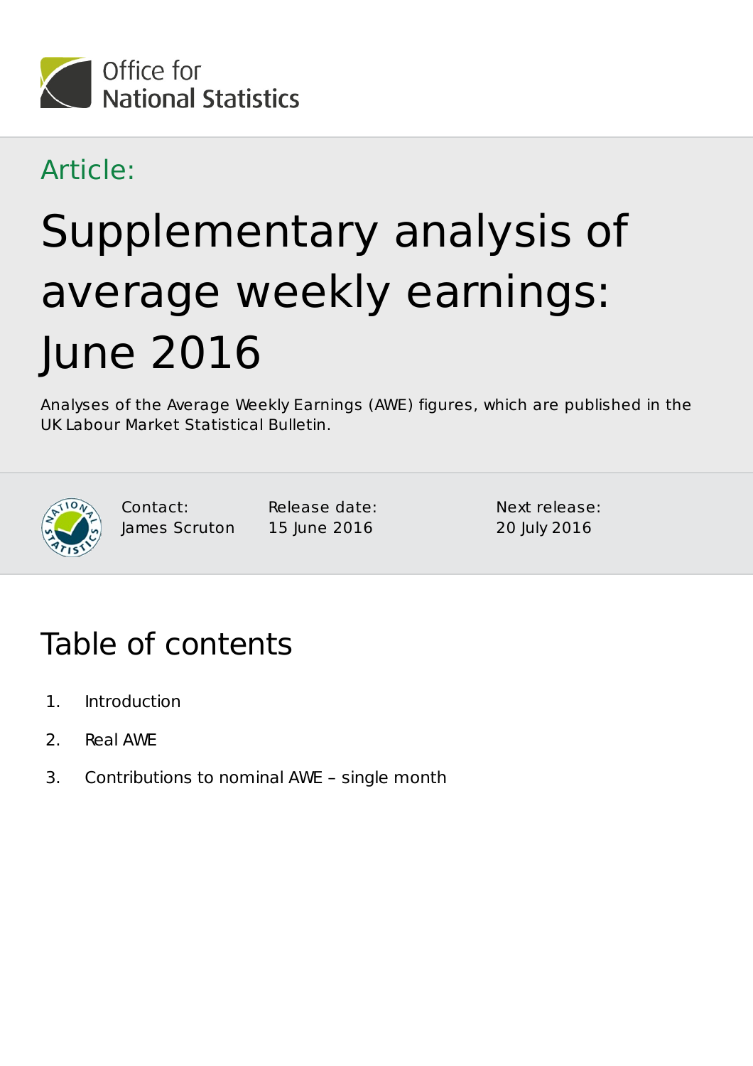Office for National Statistics

Article:

# Supplementary analysis of average weekly earnings: June 2016

Analyses of the Average Weekly Earnings (AWE) figures, which are published in the UK Labour Market Statistical Bulletin.

Contact: James Scruton

Release date: 15 June 2016

Next release: 20 July 2016

## Table of contents

1. Introduction
2. Real AWE
3. Contributions to nominal AWE – single month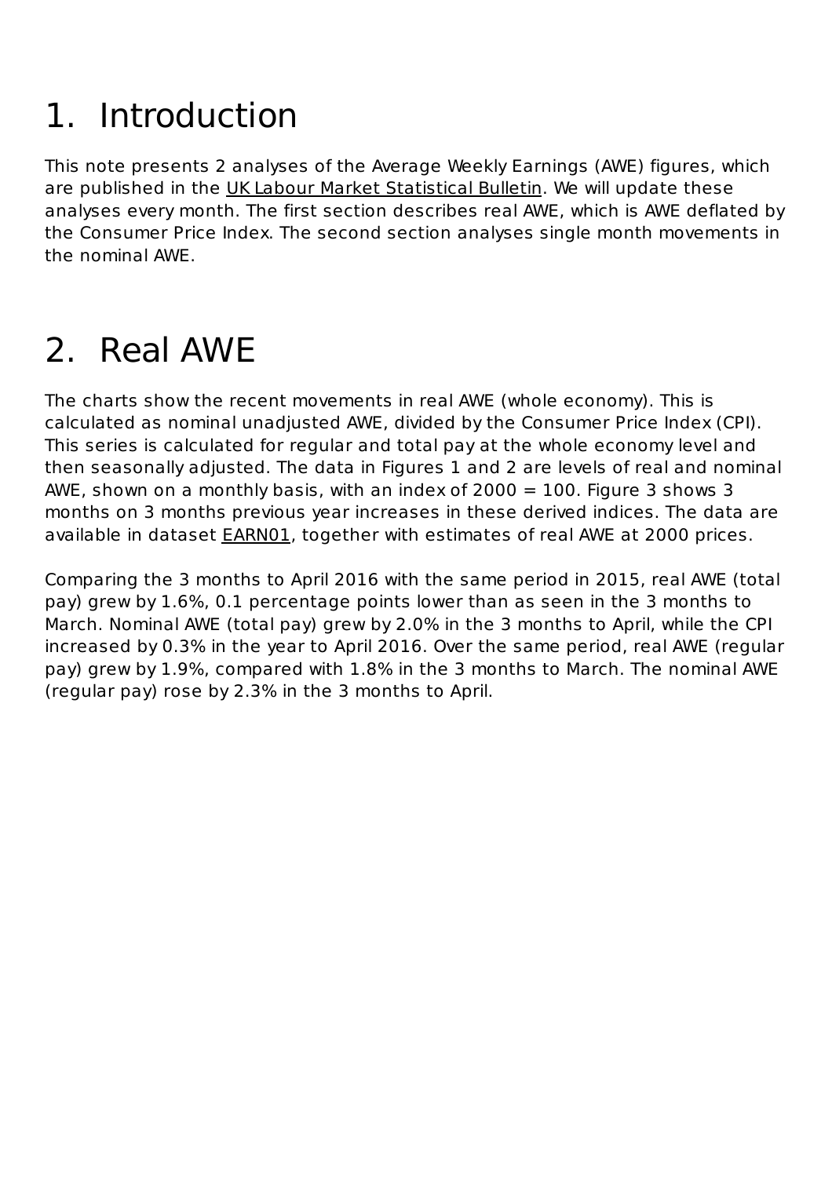# 1. Introduction

This note presents 2 analyses of the Average Weekly Earnings (AWE) figures, which are published in the UK Labour Market Statistical Bulletin. We will update these analyses every month. The first section describes real AWE, which is AWE deflated by the Consumer Price Index. The second section analyses single month movements in the nominal AWE.

# 2. Real AWE

The charts show the recent movements in real AWE (whole economy). This is calculated as nominal unadjusted AWE, divided by the Consumer Price Index (CPI). This series is calculated for regular and total pay at the whole economy level and then seasonally adjusted. The data in Figures 1 and 2 are levels of real and nominal AWE, shown on a monthly basis, with an index of 2000 = 100. Figure 3 shows 3 months on 3 months previous year increases in these derived indices. The data are available in dataset EARN01, together with estimates of real AWE at 2000 prices.

Comparing the 3 months to April 2016 with the same period in 2015, real AWE (total pay) grew by 1.6%, 0.1 percentage points lower than as seen in the 3 months to March. Nominal AWE (total pay) grew by 2.0% in the 3 months to April, while the CPI increased by 0.3% in the year to April 2016. Over the same period, real AWE (regular pay) grew by 1.9%, compared with 1.8% in the 3 months to March. The nominal AWE (regular pay) rose by 2.3% in the 3 months to April.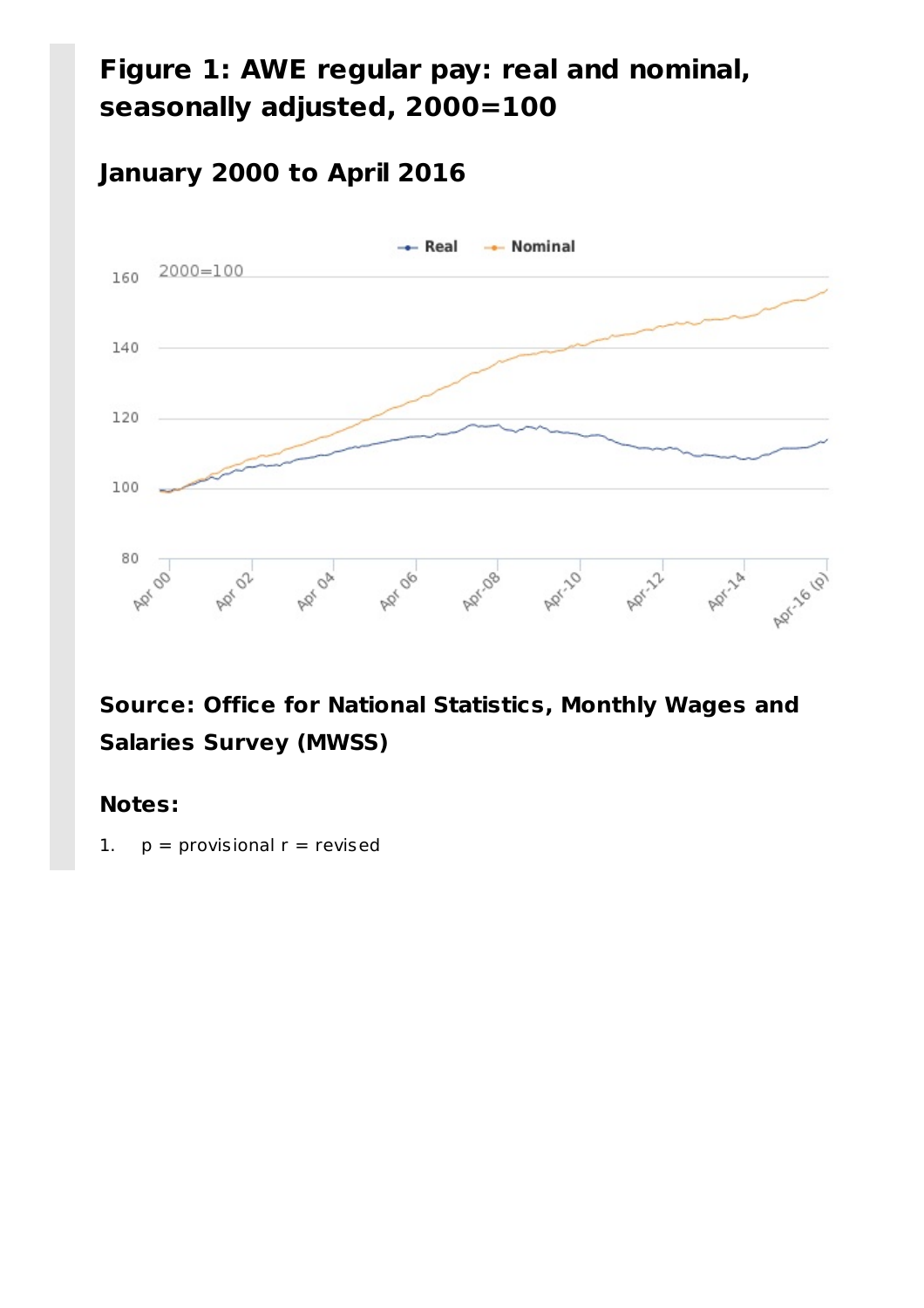## Figure 1: AWE regular pay: real and nominal, seasonally adjusted, 2000=100

### January 2000 to April 2016

**Source: Office for National Statistics, Monthly Wages and Salaries Survey (MWSS)**

**Notes:**

1. p = provisional r = revised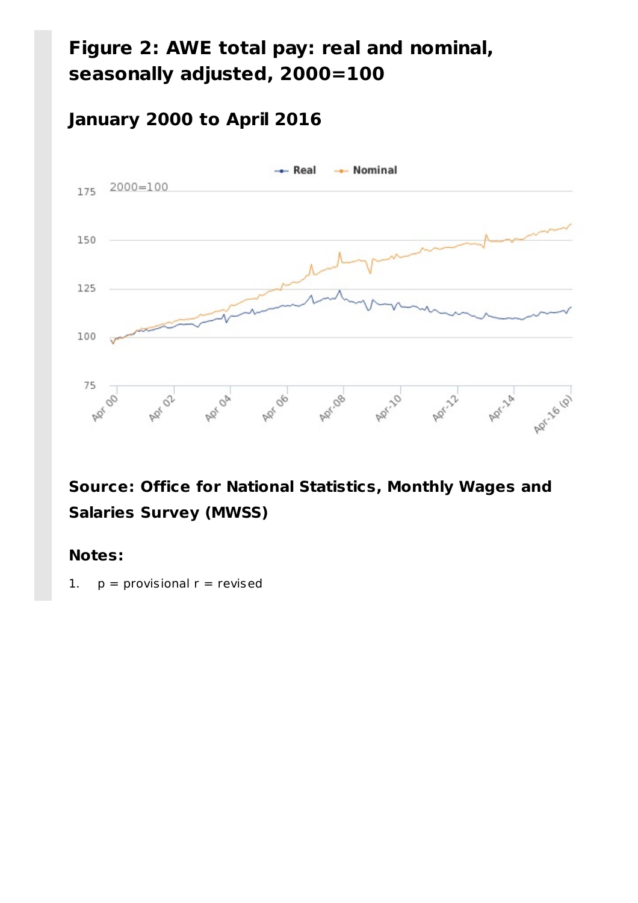## Figure 2: AWE total pay: real and nominal, seasonally adjusted, 2000=100

### January 2000 to April 2016

**Source: Office for National Statistics, Monthly Wages and Salaries Survey (MWSS)**

**Notes:**

1. p = provisional r = revised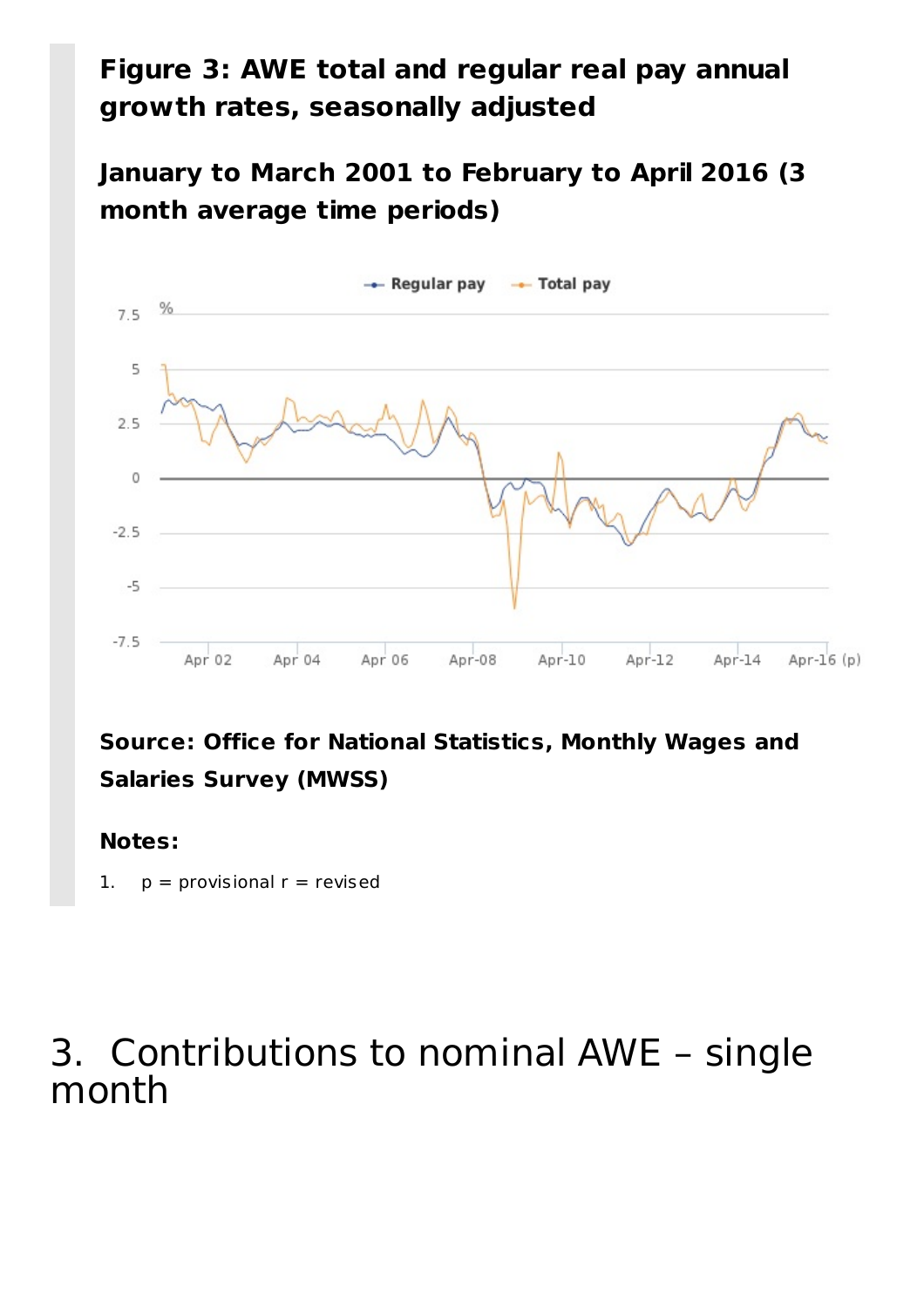**Figure 3: AWE total and regular real pay annual growth rates, seasonally adjusted**

**January to March 2001 to February to April 2016 (3 month average time periods)**

**Source: Office for National Statistics, Monthly Wages and Salaries Survey (MWSS)**

**Notes:**

1. p = provisional r = revised

# 3. Contributions to nominal AWE – single month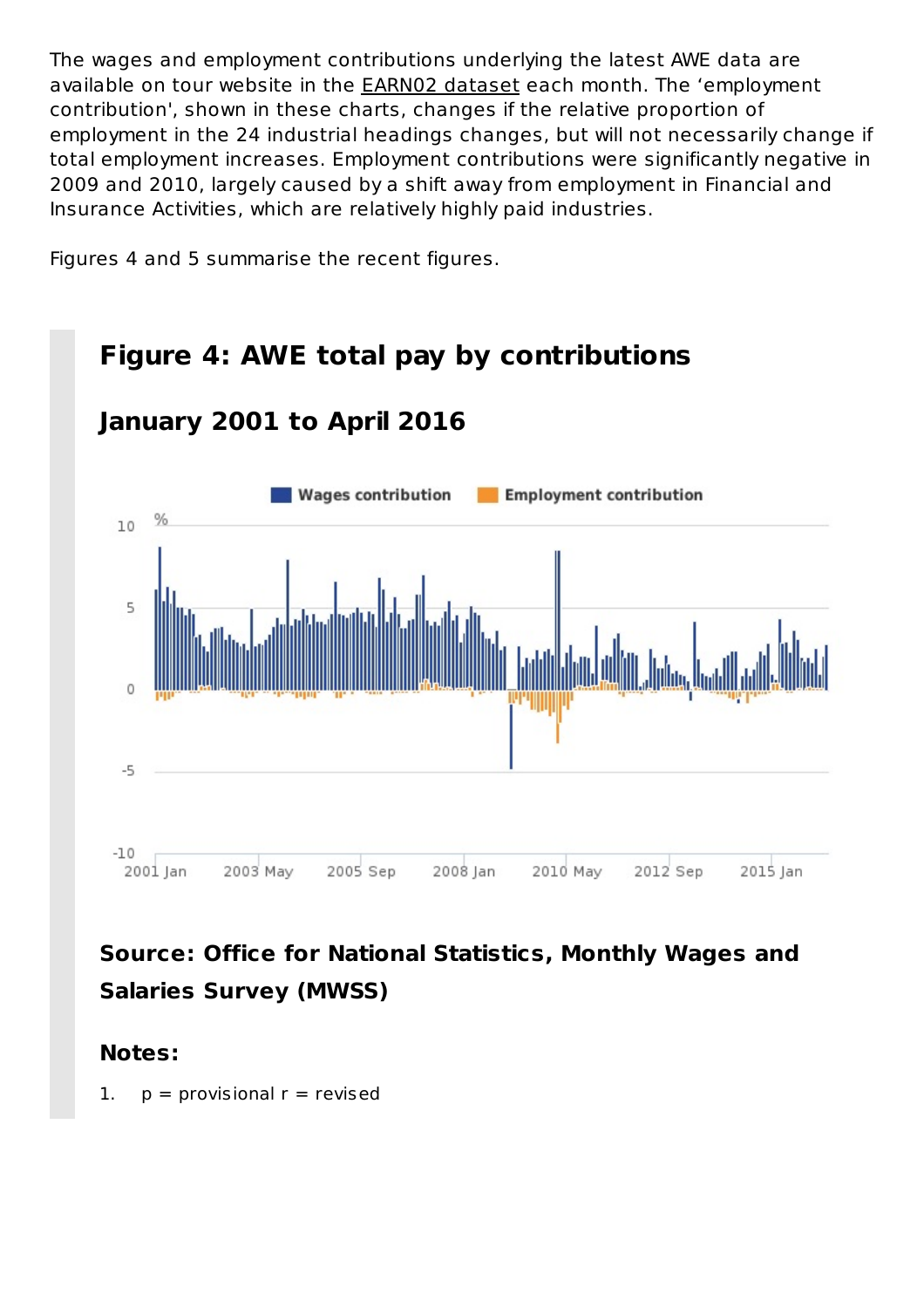The wages and employment contributions underlying the latest AWE data are available on tour website in the EARN02 dataset each month. The 'employment contribution', shown in these charts, changes if the relative proportion of employment in the 24 industrial headings changes, but will not necessarily change if total employment increases. Employment contributions were significantly negative in 2009 and 2010, largely caused by a shift away from employment in Financial and Insurance Activities, which are relatively highly paid industries.

Figures 4 and 5 summarise the recent figures.

## Figure 4: AWE total pay by contributions

### January 2001 to April 2016

**Source: Office for National Statistics, Monthly Wages and Salaries Survey (MWSS)**

**Notes:**

1. p = provisional r = revised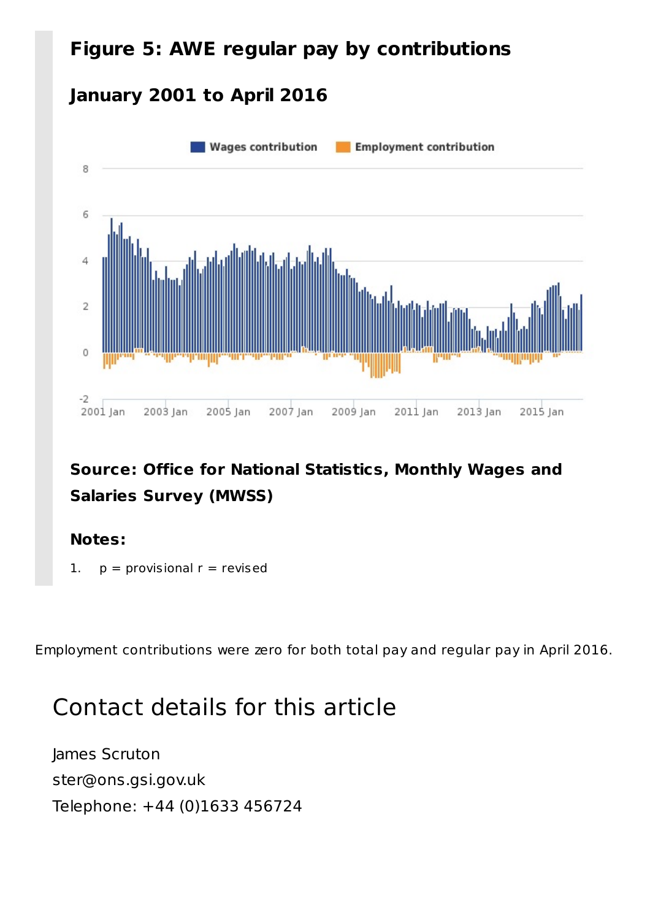## Figure 5: AWE regular pay by contributions

### January 2001 to April 2016

Wages contribution
Employment contribution

8
6
4
2
0
-2

2001 Jan
2003 Jan
2005 Jan
2007 Jan
2009 Jan
2011 Jan
2013 Jan
2015 Jan

**Source: Office for National Statistics, Monthly Wages and Salaries Survey (MWSS)**

**Notes:**

1. p = provisional r = revised

Employment contributions were zero for both total pay and regular pay in April 2016.

# Contact details for this article

James Scruton
ster@ons.gsi.gov.uk
Telephone: +44 (0)1633 456724